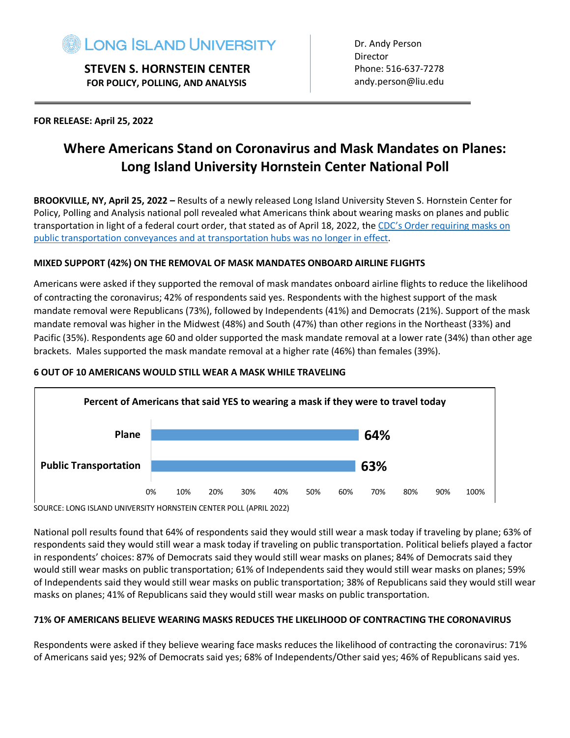**LONG ISLAND UNIVERSITY**

**STEVEN S. HORNSTEIN CENTER**
**FOR POLICY, POLLING, AND ANALYSIS**

Dr. Andy Person
Director
Phone: 516-637-7278
andy.person@liu.edu

**FOR RELEASE: April 25, 2022**

# Where Americans Stand on Coronavirus and Mask Mandates on Planes: Long Island University Hornstein Center National Poll

**BROOKVILLE, NY, April 25, 2022 –** Results of a newly released Long Island University Steven S. Hornstein Center for Policy, Polling and Analysis national poll revealed what Americans think about wearing masks on planes and public transportation in light of a federal court order, that stated as of April 18, 2022, the CDC's Order requiring masks on public transportation conveyances and at transportation hubs was no longer in effect.

### MIXED SUPPORT (42%) ON THE REMOVAL OF MASK MANDATES ONBOARD AIRLINE FLIGHTS

Americans were asked if they supported the removal of mask mandates onboard airline flights to reduce the likelihood of contracting the coronavirus; 42% of respondents said yes. Respondents with the highest support of the mask mandate removal were Republicans (73%), followed by Independents (41%) and Democrats (21%). Support of the mask mandate removal was higher in the Midwest (48%) and South (47%) than other regions in the Northeast (33%) and Pacific (35%). Respondents age 60 and older supported the mask mandate removal at a lower rate (34%) than other age brackets. Males supported the mask mandate removal at a higher rate (46%) than females (39%).

### 6 OUT OF 10 AMERICANS WOULD STILL WEAR A MASK WHILE TRAVELING

**Percent of Americans that said YES to wearing a mask if they were to travel today**

| | Percent |
|---|---|
| Plane | 64% |
| Public Transportation | 63% |

SOURCE: LONG ISLAND UNIVERSITY HORNSTEIN CENTER POLL (APRIL 2022)

National poll results found that 64% of respondents said they would still wear a mask today if traveling by plane; 63% of respondents said they would still wear a mask today if traveling on public transportation. Political beliefs played a factor in respondents' choices: 87% of Democrats said they would still wear masks on planes; 84% of Democrats said they would still wear masks on public transportation; 61% of Independents said they would still wear masks on planes; 59% of Independents said they would still wear masks on public transportation; 38% of Republicans said they would still wear masks on planes; 41% of Republicans said they would still wear masks on public transportation.

### 71% OF AMERICANS BELIEVE WEARING MASKS REDUCES THE LIKELIHOOD OF CONTRACTING THE CORONAVIRUS

Respondents were asked if they believe wearing face masks reduces the likelihood of contracting the coronavirus: 71% of Americans said yes; 92% of Democrats said yes; 68% of Independents/Other said yes; 46% of Republicans said yes.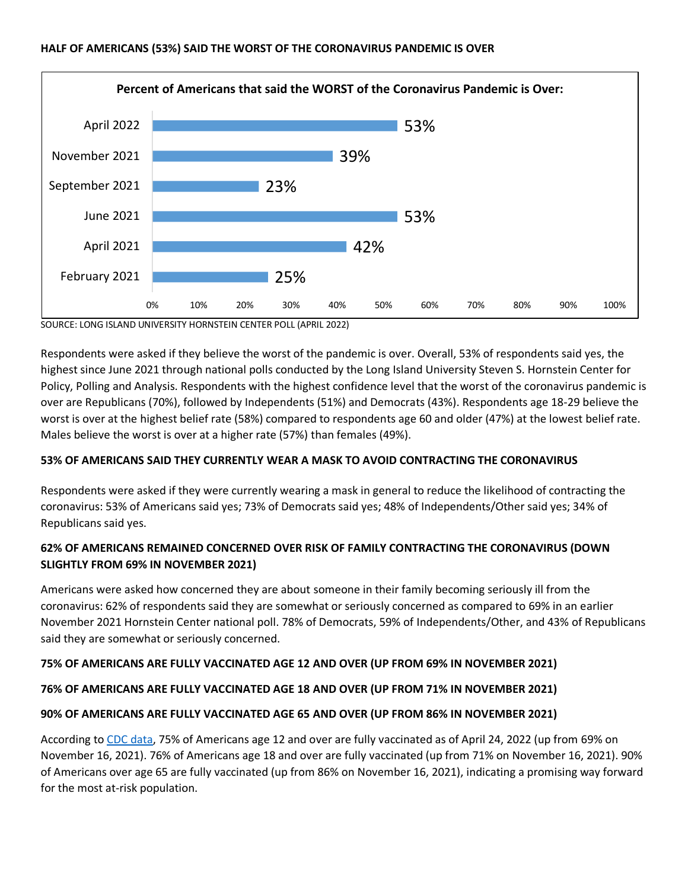**HALF OF AMERICANS (53%) SAID THE WORST OF THE CORONAVIRUS PANDEMIC IS OVER**

**Percent of Americans that said the WORST of the Coronavirus Pandemic is Over:**

| Date | Percent |
|---|---|
| April 2022 | 53% |
| November 2021 | 39% |
| September 2021 | 23% |
| June 2021 | 53% |
| April 2021 | 42% |
| February 2021 | 25% |

SOURCE: LONG ISLAND UNIVERSITY HORNSTEIN CENTER POLL (APRIL 2022)

Respondents were asked if they believe the worst of the pandemic is over. Overall, 53% of respondents said yes, the highest since June 2021 through national polls conducted by the Long Island University Steven S. Hornstein Center for Policy, Polling and Analysis. Respondents with the highest confidence level that the worst of the coronavirus pandemic is over are Republicans (70%), followed by Independents (51%) and Democrats (43%). Respondents age 18-29 believe the worst is over at the highest belief rate (58%) compared to respondents age 60 and older (47%) at the lowest belief rate. Males believe the worst is over at a higher rate (57%) than females (49%).

**53% OF AMERICANS SAID THEY CURRENTLY WEAR A MASK TO AVOID CONTRACTING THE CORONAVIRUS**

Respondents were asked if they were currently wearing a mask in general to reduce the likelihood of contracting the coronavirus: 53% of Americans said yes; 73% of Democrats said yes; 48% of Independents/Other said yes; 34% of Republicans said yes.

**62% OF AMERICANS REMAINED CONCERNED OVER RISK OF FAMILY CONTRACTING THE CORONAVIRUS (DOWN SLIGHTLY FROM 69% IN NOVEMBER 2021)**

Americans were asked how concerned they are about someone in their family becoming seriously ill from the coronavirus: 62% of respondents said they are somewhat or seriously concerned as compared to 69% in an earlier November 2021 Hornstein Center national poll. 78% of Democrats, 59% of Independents/Other, and 43% of Republicans said they are somewhat or seriously concerned.

**75% OF AMERICANS ARE FULLY VACCINATED AGE 12 AND OVER (UP FROM 69% IN NOVEMBER 2021)**

**76% OF AMERICANS ARE FULLY VACCINATED AGE 18 AND OVER (UP FROM 71% IN NOVEMBER 2021)**

**90% OF AMERICANS ARE FULLY VACCINATED AGE 65 AND OVER (UP FROM 86% IN NOVEMBER 2021)**

According to CDC data, 75% of Americans age 12 and over are fully vaccinated as of April 24, 2022 (up from 69% on November 16, 2021). 76% of Americans age 18 and over are fully vaccinated (up from 71% on November 16, 2021). 90% of Americans over age 65 are fully vaccinated (up from 86% on November 16, 2021), indicating a promising way forward for the most at-risk population.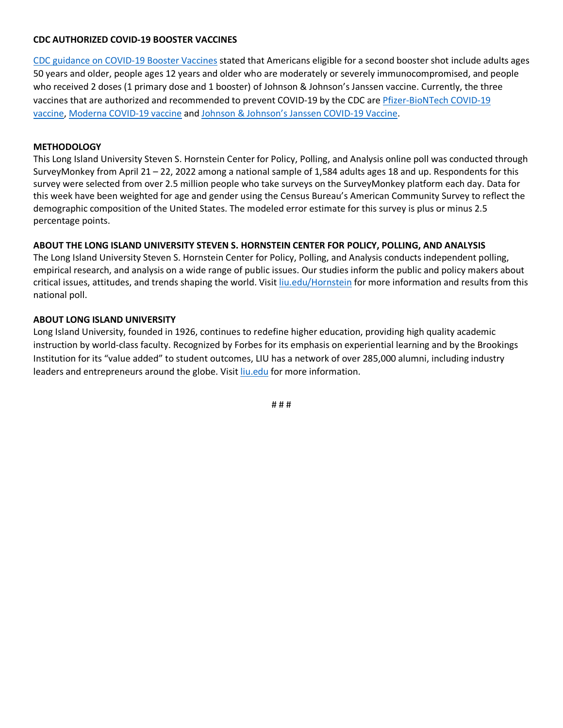**CDC AUTHORIZED COVID-19 BOOSTER VACCINES**

CDC guidance on COVID-19 Booster Vaccines stated that Americans eligible for a second booster shot include adults ages 50 years and older, people ages 12 years and older who are moderately or severely immunocompromised, and people who received 2 doses (1 primary dose and 1 booster) of Johnson & Johnson's Janssen vaccine. Currently, the three vaccines that are authorized and recommended to prevent COVID-19 by the CDC are Pfizer-BioNTech COVID-19 vaccine, Moderna COVID-19 vaccine and Johnson & Johnson's Janssen COVID-19 Vaccine.

**METHODOLOGY**

This Long Island University Steven S. Hornstein Center for Policy, Polling, and Analysis online poll was conducted through SurveyMonkey from April 21 – 22, 2022 among a national sample of 1,584 adults ages 18 and up. Respondents for this survey were selected from over 2.5 million people who take surveys on the SurveyMonkey platform each day. Data for this week have been weighted for age and gender using the Census Bureau's American Community Survey to reflect the demographic composition of the United States. The modeled error estimate for this survey is plus or minus 2.5 percentage points.

**ABOUT THE LONG ISLAND UNIVERSITY STEVEN S. HORNSTEIN CENTER FOR POLICY, POLLING, AND ANALYSIS**

The Long Island University Steven S. Hornstein Center for Policy, Polling, and Analysis conducts independent polling, empirical research, and analysis on a wide range of public issues. Our studies inform the public and policy makers about critical issues, attitudes, and trends shaping the world. Visit liu.edu/Hornstein for more information and results from this national poll.

**ABOUT LONG ISLAND UNIVERSITY**

Long Island University, founded in 1926, continues to redefine higher education, providing high quality academic instruction by world-class faculty. Recognized by Forbes for its emphasis on experiential learning and by the Brookings Institution for its "value added" to student outcomes, LIU has a network of over 285,000 alumni, including industry leaders and entrepreneurs around the globe. Visit liu.edu for more information.

# # #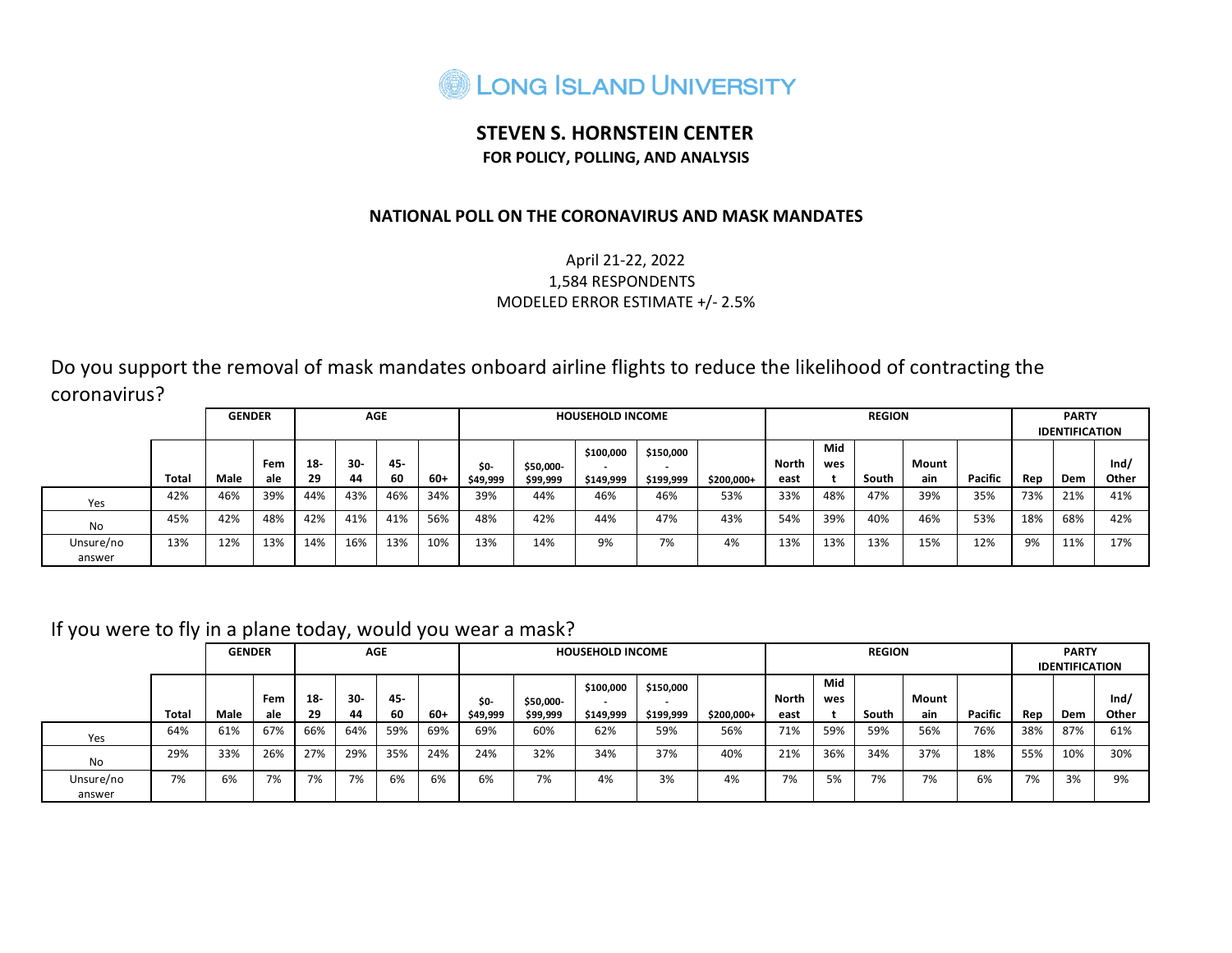# LONG ISLAND UNIVERSITY

## STEVEN S. HORNSTEIN CENTER

### FOR POLICY, POLLING, AND ANALYSIS

### NATIONAL POLL ON THE CORONAVIRUS AND MASK MANDATES

April 21-22, 2022
1,584 RESPONDENTS
MODELED ERROR ESTIMATE +/- 2.5%

Do you support the removal of mask mandates onboard airline flights to reduce the likelihood of contracting the coronavirus?

| | | GENDER | | AGE | | | | HOUSEHOLD INCOME | | | | | REGION | | | | | PARTY IDENTIFICATION | | |
|---|---|---|---|---|---|---|---|---|---|---|---|---|---|---|---|---|---|---|---|---|
| | Total | Male | Female | 18-29 | 30-44 | 45-60 | 60+ | $0-$49,999 | $50,000-$99,999 | $100,000-$149,999 | $150,000-$199,999 | $200,000+ | Northeast | Midwest | South | Mountain | Pacific | Rep | Dem | Ind/Other |
| Yes | 42% | 46% | 39% | 44% | 43% | 46% | 34% | 39% | 44% | 46% | 46% | 53% | 33% | 48% | 47% | 39% | 35% | 73% | 21% | 41% |
| No | 45% | 42% | 48% | 42% | 41% | 41% | 56% | 48% | 42% | 44% | 47% | 43% | 54% | 39% | 40% | 46% | 53% | 18% | 68% | 42% |
| Unsure/no answer | 13% | 12% | 13% | 14% | 16% | 13% | 10% | 13% | 14% | 9% | 7% | 4% | 13% | 13% | 13% | 15% | 12% | 9% | 11% | 17% |

If you were to fly in a plane today, would you wear a mask?

| | | GENDER | | AGE | | | | HOUSEHOLD INCOME | | | | | REGION | | | | | PARTY IDENTIFICATION | | |
|---|---|---|---|---|---|---|---|---|---|---|---|---|---|---|---|---|---|---|---|---|
| | Total | Male | Female | 18-29 | 30-44 | 45-60 | 60+ | $0-$49,999 | $50,000-$99,999 | $100,000-$149,999 | $150,000-$199,999 | $200,000+ | Northeast | Midwest | South | Mountain | Pacific | Rep | Dem | Ind/Other |
| Yes | 64% | 61% | 67% | 66% | 64% | 59% | 69% | 69% | 60% | 62% | 59% | 56% | 71% | 59% | 59% | 56% | 76% | 38% | 87% | 61% |
| No | 29% | 33% | 26% | 27% | 29% | 35% | 24% | 24% | 32% | 34% | 37% | 40% | 21% | 36% | 34% | 37% | 18% | 55% | 10% | 30% |
| Unsure/no answer | 7% | 6% | 7% | 7% | 7% | 6% | 6% | 6% | 7% | 4% | 3% | 4% | 7% | 5% | 7% | 7% | 6% | 7% | 3% | 9% |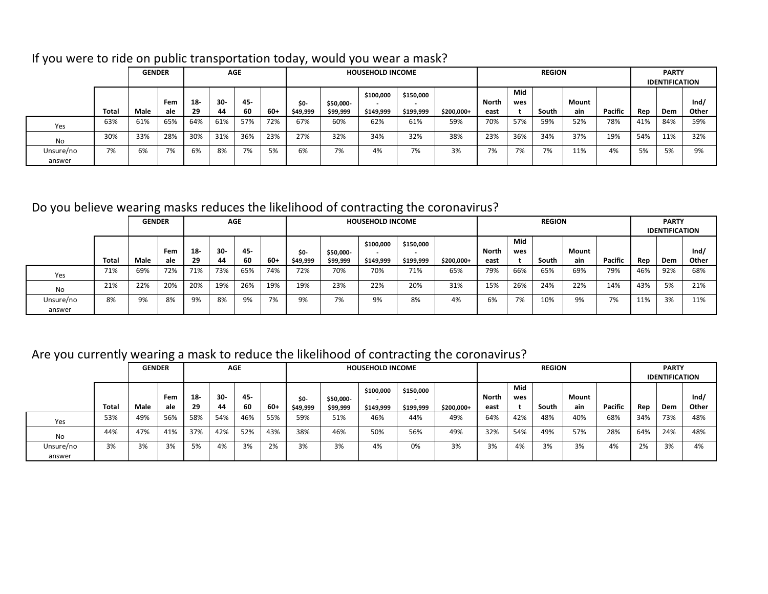If you were to ride on public transportation today, would you wear a mask?

| | | GENDER | | AGE | | | | HOUSEHOLD INCOME | | | | | REGION | | | | | PARTY IDENTIFICATION | | |
|---|---|---|---|---|---|---|---|---|---|---|---|---|---|---|---|---|---|---|---|---|
| | Total | Male | Female | 18-29 | 30-44 | 45-60 | 60+ | $0-$49,999 | $50,000-$99,999 | $100,000-$149,999 | $150,000-$199,999 | $200,000+ | Northeast | Midwest | South | Mountain | Pacific | Rep | Dem | Ind/Other |
| Yes | 63% | 61% | 65% | 64% | 61% | 57% | 72% | 67% | 60% | 62% | 61% | 59% | 70% | 57% | 59% | 52% | 78% | 41% | 84% | 59% |
| No | 30% | 33% | 28% | 30% | 31% | 36% | 23% | 27% | 32% | 34% | 32% | 38% | 23% | 36% | 34% | 37% | 19% | 54% | 11% | 32% |
| Unsure/no answer | 7% | 6% | 7% | 6% | 8% | 7% | 5% | 6% | 7% | 4% | 7% | 3% | 7% | 7% | 7% | 11% | 4% | 5% | 5% | 9% |

Do you believe wearing masks reduces the likelihood of contracting the coronavirus?

| | | GENDER | | AGE | | | | HOUSEHOLD INCOME | | | | | REGION | | | | | PARTY IDENTIFICATION | | |
|---|---|---|---|---|---|---|---|---|---|---|---|---|---|---|---|---|---|---|---|---|
| | Total | Male | Female | 18-29 | 30-44 | 45-60 | 60+ | $0-$49,999 | $50,000-$99,999 | $100,000-$149,999 | $150,000-$199,999 | $200,000+ | Northeast | Midwest | South | Mountain | Pacific | Rep | Dem | Ind/Other |
| Yes | 71% | 69% | 72% | 71% | 73% | 65% | 74% | 72% | 70% | 70% | 71% | 65% | 79% | 66% | 65% | 69% | 79% | 46% | 92% | 68% |
| No | 21% | 22% | 20% | 20% | 19% | 26% | 19% | 19% | 23% | 22% | 20% | 31% | 15% | 26% | 24% | 22% | 14% | 43% | 5% | 21% |
| Unsure/no answer | 8% | 9% | 8% | 9% | 8% | 9% | 7% | 9% | 7% | 9% | 8% | 4% | 6% | 7% | 10% | 9% | 7% | 11% | 3% | 11% |

Are you currently wearing a mask to reduce the likelihood of contracting the coronavirus?

| | | GENDER | | AGE | | | | HOUSEHOLD INCOME | | | | | REGION | | | | | PARTY IDENTIFICATION | | |
|---|---|---|---|---|---|---|---|---|---|---|---|---|---|---|---|---|---|---|---|---|
| | Total | Male | Female | 18-29 | 30-44 | 45-60 | 60+ | $0-$49,999 | $50,000-$99,999 | $100,000-$149,999 | $150,000-$199,999 | $200,000+ | Northeast | Midwest | South | Mountain | Pacific | Rep | Dem | Ind/Other |
| Yes | 53% | 49% | 56% | 58% | 54% | 46% | 55% | 59% | 51% | 46% | 44% | 49% | 64% | 42% | 48% | 40% | 68% | 34% | 73% | 48% |
| No | 44% | 47% | 41% | 37% | 42% | 52% | 43% | 38% | 46% | 50% | 56% | 49% | 32% | 54% | 49% | 57% | 28% | 64% | 24% | 48% |
| Unsure/no answer | 3% | 3% | 3% | 5% | 4% | 3% | 2% | 3% | 3% | 4% | 0% | 3% | 3% | 4% | 3% | 3% | 4% | 2% | 3% | 4% |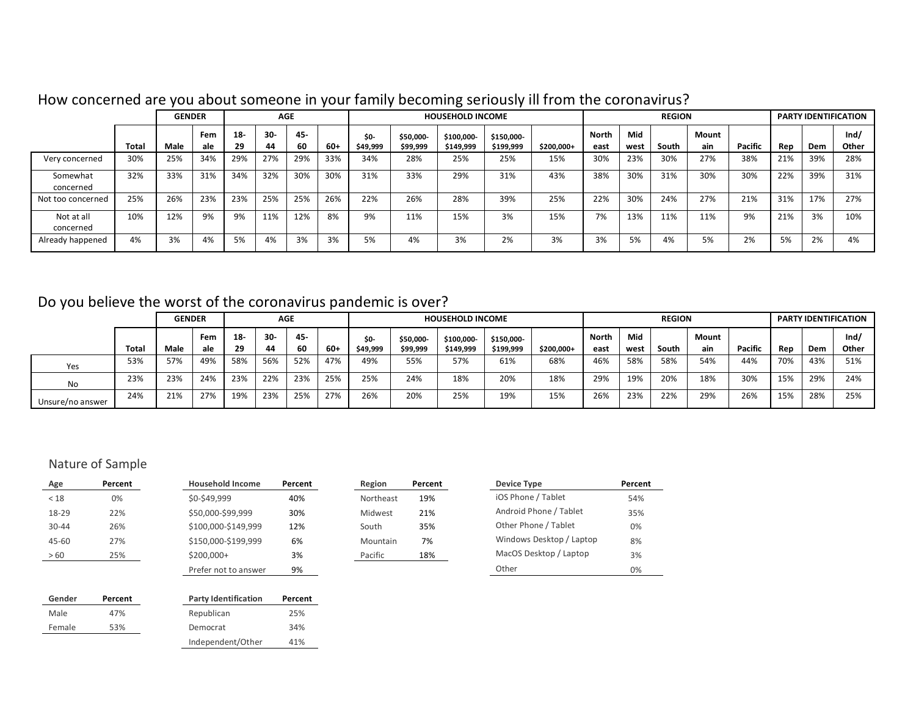## How concerned are you about someone in your family becoming seriously ill from the coronavirus?

| | | GENDER | | AGE | | | | HOUSEHOLD INCOME | | | | | REGION | | | | | PARTY IDENTIFICATION | | |
|---|---|---|---|---|---|---|---|---|---|---|---|---|---|---|---|---|---|---|---|---|
| | Total | Male | Female | 18-29 | 30-44 | 45-60 | 60+ | $0-$49,999 | $50,000-$99,999 | $100,000-$149,999 | $150,000-$199,999 | $200,000+ | Northeast | Midwest | South | Mountain | Pacific | Rep | Dem | Ind/Other |
| Very concerned | 30% | 25% | 34% | 29% | 27% | 29% | 33% | 34% | 28% | 25% | 25% | 15% | 30% | 23% | 30% | 27% | 38% | 21% | 39% | 28% |
| Somewhat concerned | 32% | 33% | 31% | 34% | 32% | 30% | 30% | 31% | 33% | 29% | 31% | 43% | 38% | 30% | 31% | 30% | 30% | 22% | 39% | 31% |
| Not too concerned | 25% | 26% | 23% | 23% | 25% | 25% | 26% | 22% | 26% | 28% | 39% | 25% | 22% | 30% | 24% | 27% | 21% | 31% | 17% | 27% |
| Not at all concerned | 10% | 12% | 9% | 9% | 11% | 12% | 8% | 9% | 11% | 15% | 3% | 15% | 7% | 13% | 11% | 11% | 9% | 21% | 3% | 10% |
| Already happened | 4% | 3% | 4% | 5% | 4% | 3% | 3% | 5% | 4% | 3% | 2% | 3% | 3% | 5% | 4% | 5% | 2% | 5% | 2% | 4% |

## Do you believe the worst of the coronavirus pandemic is over?

| | | GENDER | | AGE | | | | HOUSEHOLD INCOME | | | | | REGION | | | | | PARTY IDENTIFICATION | | |
|---|---|---|---|---|---|---|---|---|---|---|---|---|---|---|---|---|---|---|---|---|
| | Total | Male | Female | 18-29 | 30-44 | 45-60 | 60+ | $0-$49,999 | $50,000-$99,999 | $100,000-$149,999 | $150,000-$199,999 | $200,000+ | Northeast | Midwest | South | Mountain | Pacific | Rep | Dem | Ind/Other |
| Yes | 53% | 57% | 49% | 58% | 56% | 52% | 47% | 49% | 55% | 57% | 61% | 68% | 46% | 58% | 58% | 54% | 44% | 70% | 43% | 51% |
| No | 23% | 23% | 24% | 23% | 22% | 23% | 25% | 25% | 24% | 18% | 20% | 18% | 29% | 19% | 20% | 18% | 30% | 15% | 29% | 24% |
| Unsure/no answer | 24% | 21% | 27% | 19% | 23% | 25% | 27% | 26% | 20% | 25% | 19% | 15% | 26% | 23% | 22% | 29% | 26% | 15% | 28% | 25% |

### Nature of Sample

| Age | Percent |
|---|---|
| < 18 | 0% |
| 18-29 | 22% |
| 30-44 | 26% |
| 45-60 | 27% |
| > 60 | 25% |

| Household Income | Percent |
|---|---|
| $0-$49,999 | 40% |
| $50,000-$99,999 | 30% |
| $100,000-$149,999 | 12% |
| $150,000-$199,999 | 6% |
| $200,000+ | 3% |
| Prefer not to answer | 9% |

| Region | Percent |
|---|---|
| Northeast | 19% |
| Midwest | 21% |
| South | 35% |
| Mountain | 7% |
| Pacific | 18% |

| Device Type | Percent |
|---|---|
| iOS Phone / Tablet | 54% |
| Android Phone / Tablet | 35% |
| Other Phone / Tablet | 0% |
| Windows Desktop / Laptop | 8% |
| MacOS Desktop / Laptop | 3% |
| Other | 0% |

| Gender | Percent |
|---|---|
| Male | 47% |
| Female | 53% |

| Party Identification | Percent |
|---|---|
| Republican | 25% |
| Democrat | 34% |
| Independent/Other | 41% |